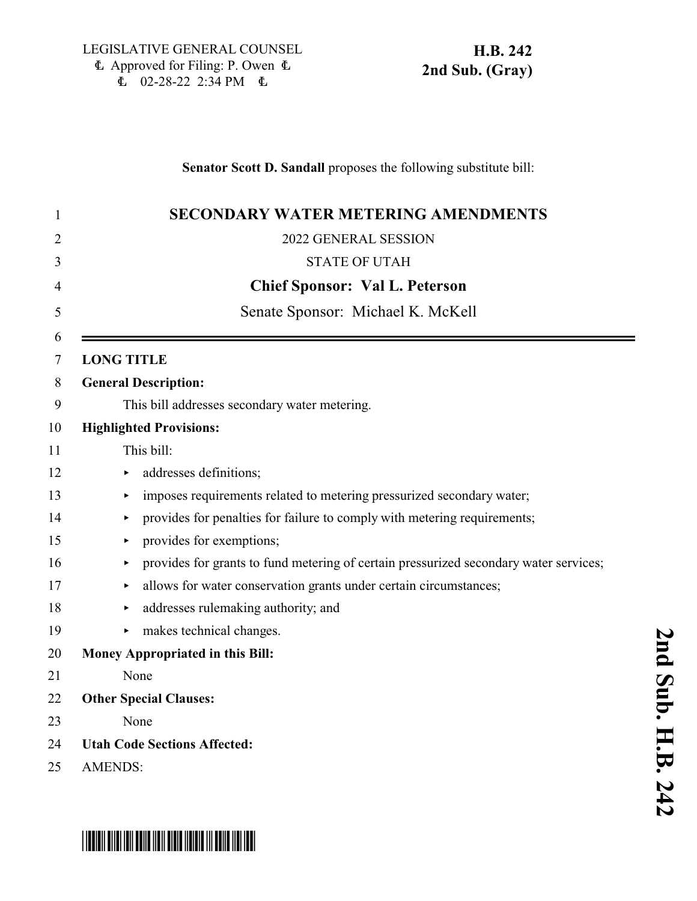LEGISLATIVE GENERAL COUNSEL
₾ Approved for Filing: P. Owen ₾
₾ 02-28-22 2:34 PM ₾

**H.B. 242**
**2nd Sub. (Gray)**

**Senator Scott D. Sandall** proposes the following substitute bill:

# SECONDARY WATER METERING AMENDMENTS

2022 GENERAL SESSION

STATE OF UTAH

**Chief Sponsor: Val L. Peterson**

Senate Sponsor: Michael K. McKell

**LONG TITLE**

**General Description:**

This bill addresses secondary water metering.

**Highlighted Provisions:**

This bill:

- addresses definitions;
- imposes requirements related to metering pressurized secondary water;
- provides for penalties for failure to comply with metering requirements;
- provides for exemptions;
- provides for grants to fund metering of certain pressurized secondary water services;
- allows for water conservation grants under certain circumstances;
- addresses rulemaking authority; and
- makes technical changes.

**Money Appropriated in this Bill:**

None

**Other Special Clauses:**

None

**Utah Code Sections Affected:**

AMENDS: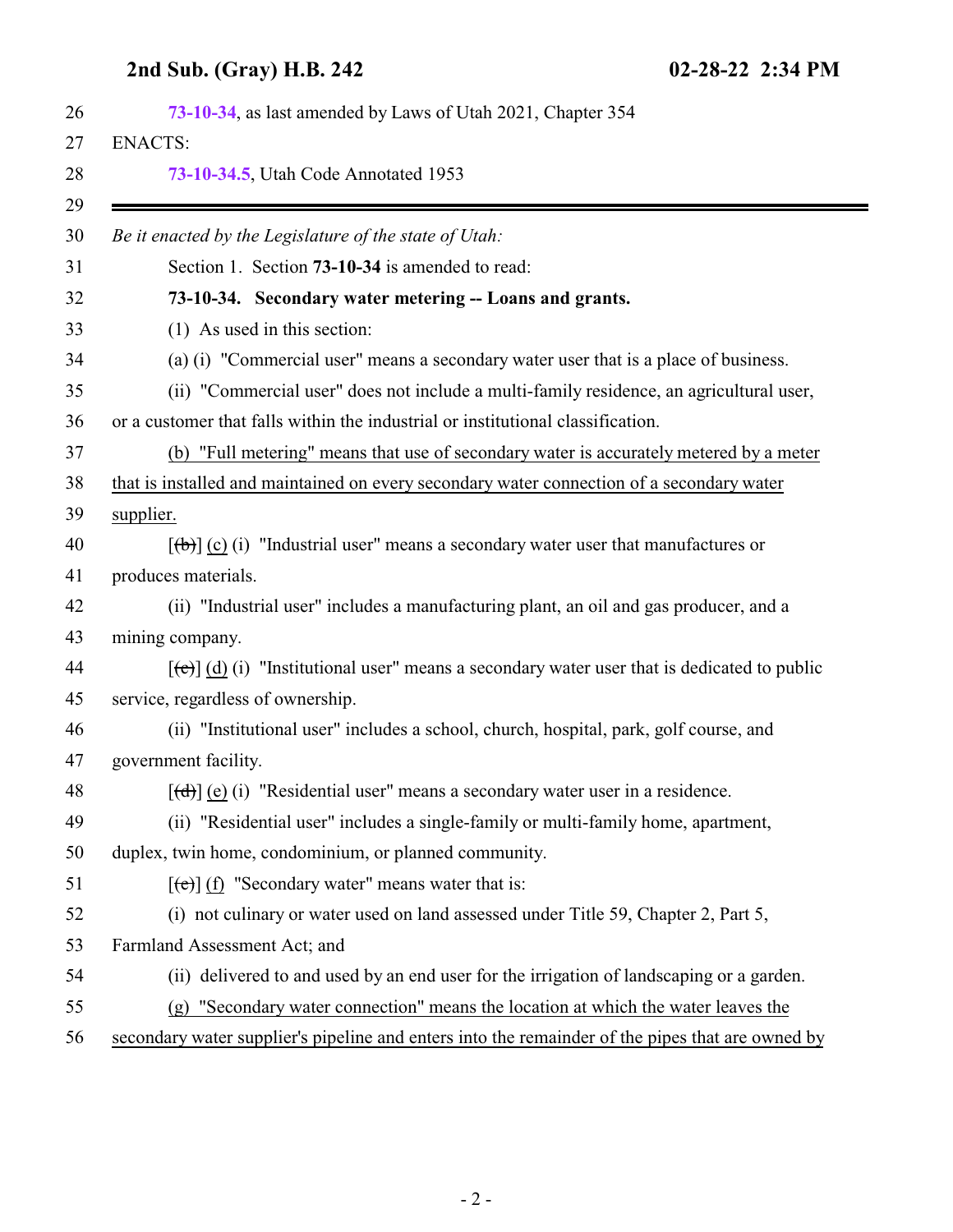73-10-34, as last amended by Laws of Utah 2021, Chapter 354

ENACTS:

73-10-34.5, Utah Code Annotated 1953

---

*Be it enacted by the Legislature of the state of Utah:*

Section 1. Section **73-10-34** is amended to read:

**73-10-34. Secondary water metering -- Loans and grants.**

(1) As used in this section:

(a) (i) "Commercial user" means a secondary water user that is a place of business.

(ii) "Commercial user" does not include a multi-family residence, an agricultural user, or a customer that falls within the industrial or institutional classification.

<u>(b) "Full metering" means that use of secondary water is accurately metered by a meter that is installed and maintained on every secondary water connection of a secondary water supplier.</u>

[~~(b)~~] <u>(c)</u> (i) "Industrial user" means a secondary water user that manufactures or produces materials.

(ii) "Industrial user" includes a manufacturing plant, an oil and gas producer, and a mining company.

[~~(c)~~] <u>(d)</u> (i) "Institutional user" means a secondary water user that is dedicated to public service, regardless of ownership.

(ii) "Institutional user" includes a school, church, hospital, park, golf course, and government facility.

[~~(d)~~] <u>(e)</u> (i) "Residential user" means a secondary water user in a residence.

(ii) "Residential user" includes a single-family or multi-family home, apartment, duplex, twin home, condominium, or planned community.

[~~(e)~~] <u>(f)</u> "Secondary water" means water that is:

(i) not culinary or water used on land assessed under Title 59, Chapter 2, Part 5, Farmland Assessment Act; and

(ii) delivered to and used by an end user for the irrigation of landscaping or a garden.

<u>(g) "Secondary water connection" means the location at which the water leaves the secondary water supplier's pipeline and enters into the remainder of the pipes that are owned by</u>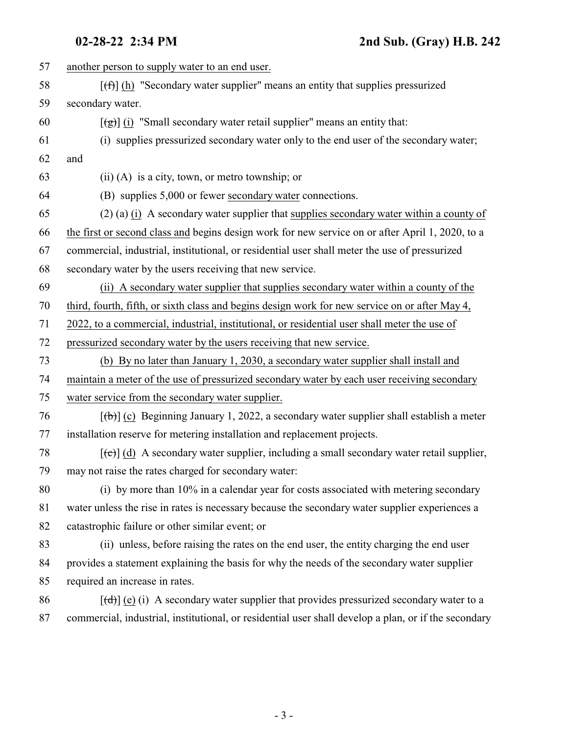57 another person to supply water to an end user.

58 [(f)] (h) "Secondary water supplier" means an entity that supplies pressurized

59 secondary water.

60 [(g)] (i) "Small secondary water retail supplier" means an entity that:

61 (i) supplies pressurized secondary water only to the end user of the secondary water;

62 and

63 (ii) (A) is a city, town, or metro township; or

64 (B) supplies 5,000 or fewer secondary water connections.

65 (2) (a) (i) A secondary water supplier that supplies secondary water within a county of

66 the first or second class and begins design work for new service on or after April 1, 2020, to a

67 commercial, industrial, institutional, or residential user shall meter the use of pressurized

68 secondary water by the users receiving that new service.

69 (ii) A secondary water supplier that supplies secondary water within a county of the

70 third, fourth, fifth, or sixth class and begins design work for new service on or after May 4,

71 2022, to a commercial, industrial, institutional, or residential user shall meter the use of

72 pressurized secondary water by the users receiving that new service.

73 (b) By no later than January 1, 2030, a secondary water supplier shall install and

74 maintain a meter of the use of pressurized secondary water by each user receiving secondary

75 water service from the secondary water supplier.

76 [(b)] (c) Beginning January 1, 2022, a secondary water supplier shall establish a meter

77 installation reserve for metering installation and replacement projects.

78 [(c)] (d) A secondary water supplier, including a small secondary water retail supplier,

79 may not raise the rates charged for secondary water:

80 (i) by more than 10% in a calendar year for costs associated with metering secondary

81 water unless the rise in rates is necessary because the secondary water supplier experiences a

82 catastrophic failure or other similar event; or

83 (ii) unless, before raising the rates on the end user, the entity charging the end user

84 provides a statement explaining the basis for why the needs of the secondary water supplier

85 required an increase in rates.

86 [(d)] (e) (i) A secondary water supplier that provides pressurized secondary water to a

87 commercial, industrial, institutional, or residential user shall develop a plan, or if the secondary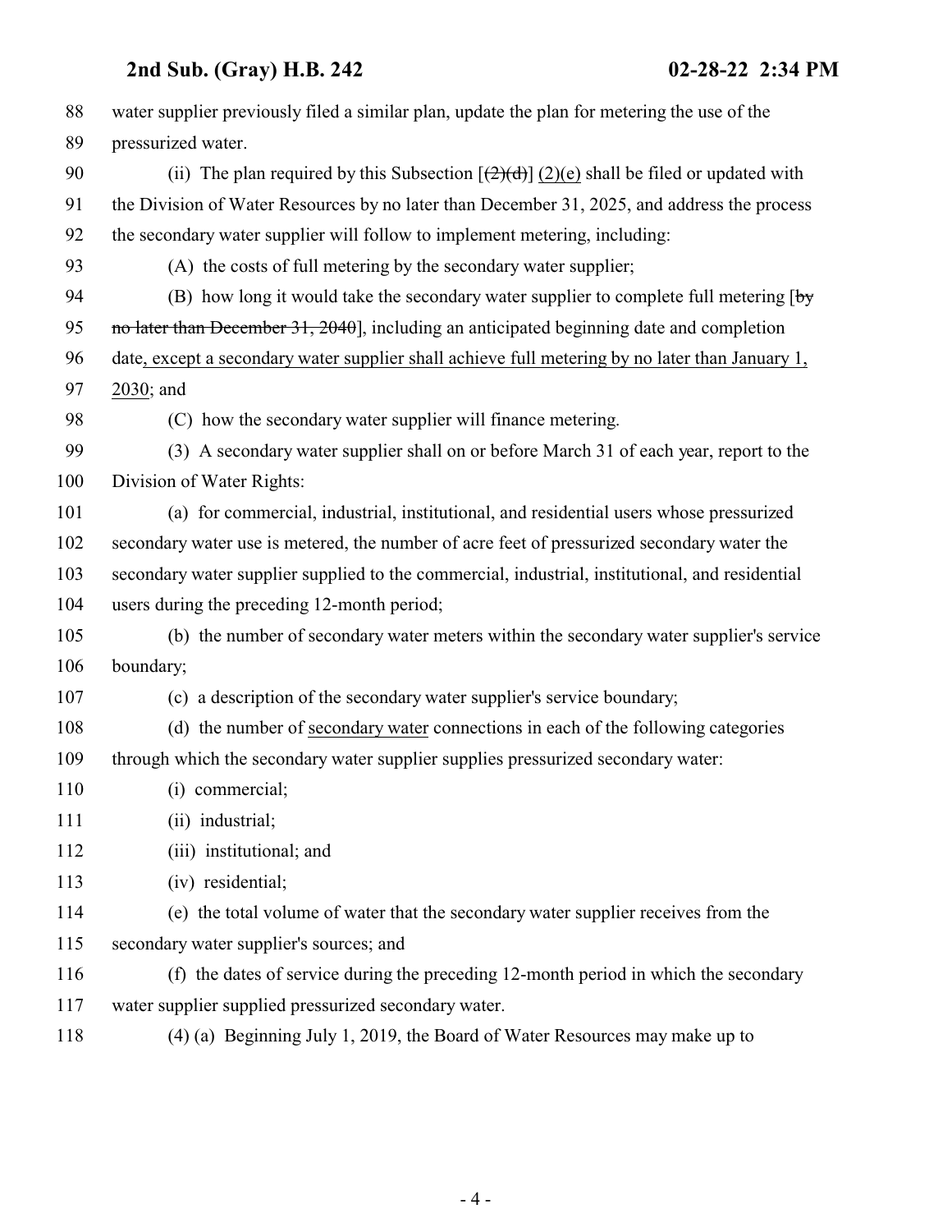water supplier previously filed a similar plan, update the plan for metering the use of the pressurized water.

(ii) The plan required by this Subsection [~~(2)(d)~~] <u>(2)(e)</u> shall be filed or updated with the Division of Water Resources by no later than December 31, 2025, and address the process the secondary water supplier will follow to implement metering, including:

(A) the costs of full metering by the secondary water supplier;

(B) how long it would take the secondary water supplier to complete full metering [~~by no later than December 31, 2040~~], including an anticipated beginning date and completion date<u>, except a secondary water supplier shall achieve full metering by no later than January 1, 2030</u>; and

(C) how the secondary water supplier will finance metering.

(3) A secondary water supplier shall on or before March 31 of each year, report to the Division of Water Rights:

(a) for commercial, industrial, institutional, and residential users whose pressurized secondary water use is metered, the number of acre feet of pressurized secondary water the secondary water supplier supplied to the commercial, industrial, institutional, and residential users during the preceding 12-month period;

(b) the number of secondary water meters within the secondary water supplier's service boundary;

(c) a description of the secondary water supplier's service boundary;

(d) the number of <u>secondary water</u> connections in each of the following categories through which the secondary water supplier supplies pressurized secondary water:

(i) commercial;

(ii) industrial;

(iii) institutional; and

(iv) residential;

(e) the total volume of water that the secondary water supplier receives from the secondary water supplier's sources; and

(f) the dates of service during the preceding 12-month period in which the secondary water supplier supplied pressurized secondary water.

(4) (a) Beginning July 1, 2019, the Board of Water Resources may make up to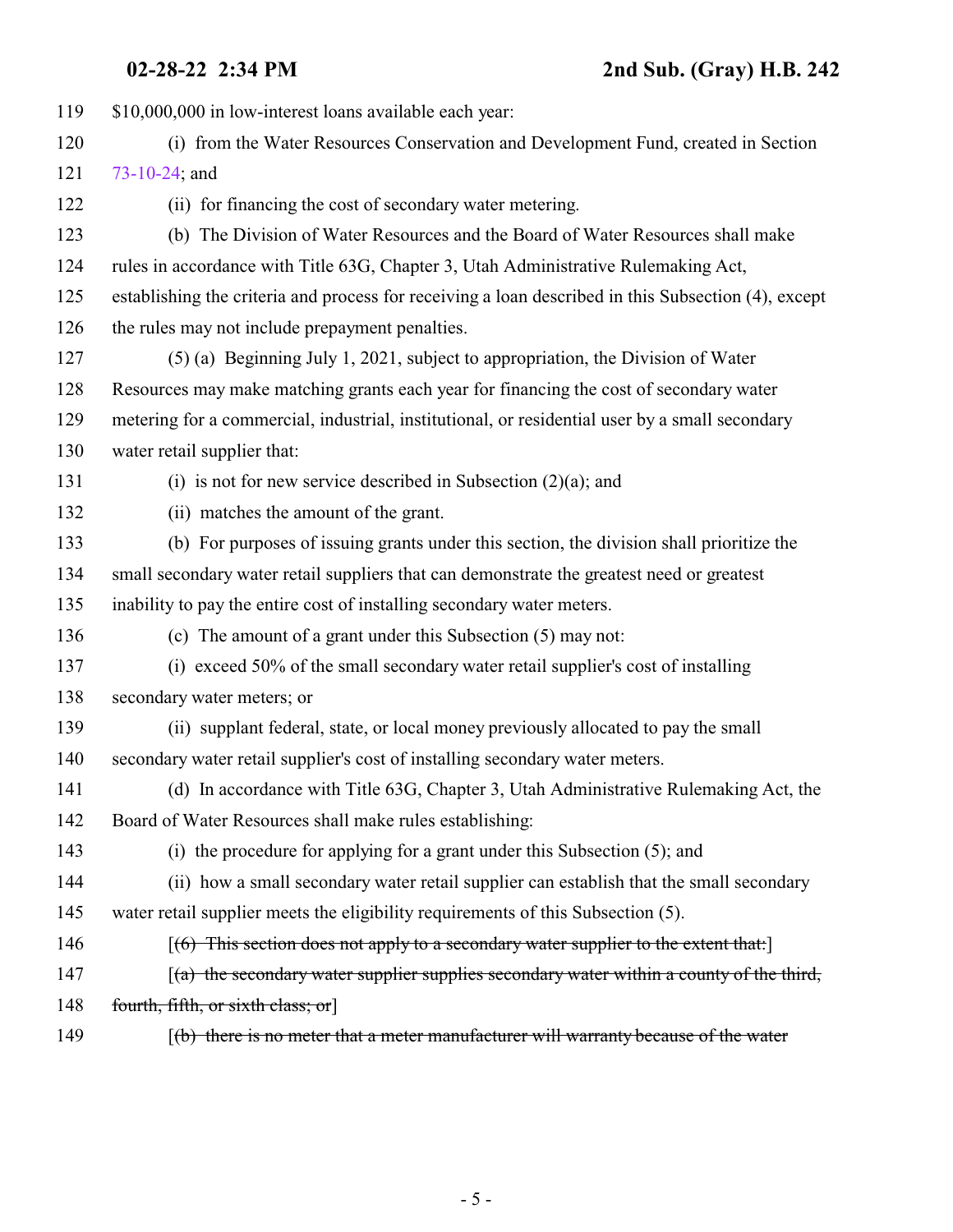119 $10,000,000 in low-interest loans available each year:

120 (i) from the Water Resources Conservation and Development Fund, created in Section
121 73-10-24; and

122 (ii) for financing the cost of secondary water metering.

123 (b) The Division of Water Resources and the Board of Water Resources shall make
124 rules in accordance with Title 63G, Chapter 3, Utah Administrative Rulemaking Act,
125 establishing the criteria and process for receiving a loan described in this Subsection (4), except
126 the rules may not include prepayment penalties.

127 (5) (a) Beginning July 1, 2021, subject to appropriation, the Division of Water
128 Resources may make matching grants each year for financing the cost of secondary water
129 metering for a commercial, industrial, institutional, or residential user by a small secondary
130 water retail supplier that:

131 (i) is not for new service described in Subsection (2)(a); and

132 (ii) matches the amount of the grant.

133 (b) For purposes of issuing grants under this section, the division shall prioritize the
134 small secondary water retail suppliers that can demonstrate the greatest need or greatest
135 inability to pay the entire cost of installing secondary water meters.

136 (c) The amount of a grant under this Subsection (5) may not:

137 (i) exceed 50% of the small secondary water retail supplier's cost of installing
138 secondary water meters; or

139 (ii) supplant federal, state, or local money previously allocated to pay the small
140 secondary water retail supplier's cost of installing secondary water meters.

141 (d) In accordance with Title 63G, Chapter 3, Utah Administrative Rulemaking Act, the
142 Board of Water Resources shall make rules establishing:

143 (i) the procedure for applying for a grant under this Subsection (5); and

144 (ii) how a small secondary water retail supplier can establish that the small secondary
145 water retail supplier meets the eligibility requirements of this Subsection (5).

146 [~~(6) This section does not apply to a secondary water supplier to the extent that:~~]

147 [~~(a) the secondary water supplier supplies secondary water within a county of the third,~~
148 ~~fourth, fifth, or sixth class; or~~]

149 [~~(b) there is no meter that a meter manufacturer will warranty because of the water~~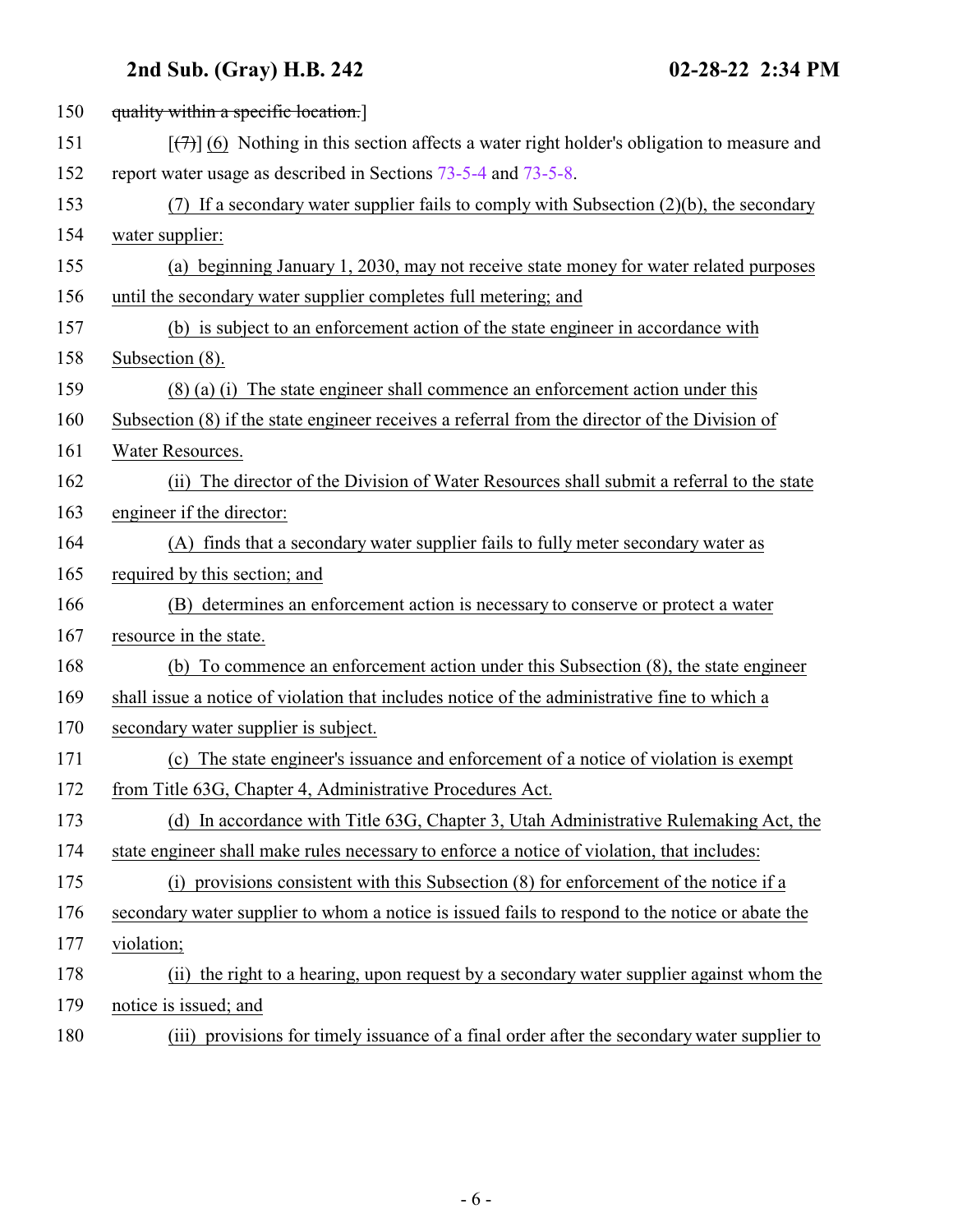150 ~~quality within a specific location.~~]

151 [~~(7)~~] (6) Nothing in this section affects a water right holder's obligation to measure and

152 report water usage as described in Sections 73-5-4 and 73-5-8.

153 (7) If a secondary water supplier fails to comply with Subsection (2)(b), the secondary

154 water supplier:

155 (a) beginning January 1, 2030, may not receive state money for water related purposes

156 until the secondary water supplier completes full metering; and

157 (b) is subject to an enforcement action of the state engineer in accordance with

158 Subsection (8).

159 (8) (a) (i) The state engineer shall commence an enforcement action under this

160 Subsection (8) if the state engineer receives a referral from the director of the Division of

161 Water Resources.

162 (ii) The director of the Division of Water Resources shall submit a referral to the state

163 engineer if the director:

164 (A) finds that a secondary water supplier fails to fully meter secondary water as

165 required by this section; and

166 (B) determines an enforcement action is necessary to conserve or protect a water

167 resource in the state.

168 (b) To commence an enforcement action under this Subsection (8), the state engineer

169 shall issue a notice of violation that includes notice of the administrative fine to which a

170 secondary water supplier is subject.

171 (c) The state engineer's issuance and enforcement of a notice of violation is exempt

172 from Title 63G, Chapter 4, Administrative Procedures Act.

173 (d) In accordance with Title 63G, Chapter 3, Utah Administrative Rulemaking Act, the

174 state engineer shall make rules necessary to enforce a notice of violation, that includes:

175 (i) provisions consistent with this Subsection (8) for enforcement of the notice if a

176 secondary water supplier to whom a notice is issued fails to respond to the notice or abate the

177 violation;

178 (ii) the right to a hearing, upon request by a secondary water supplier against whom the

179 notice is issued; and

180 (iii) provisions for timely issuance of a final order after the secondary water supplier to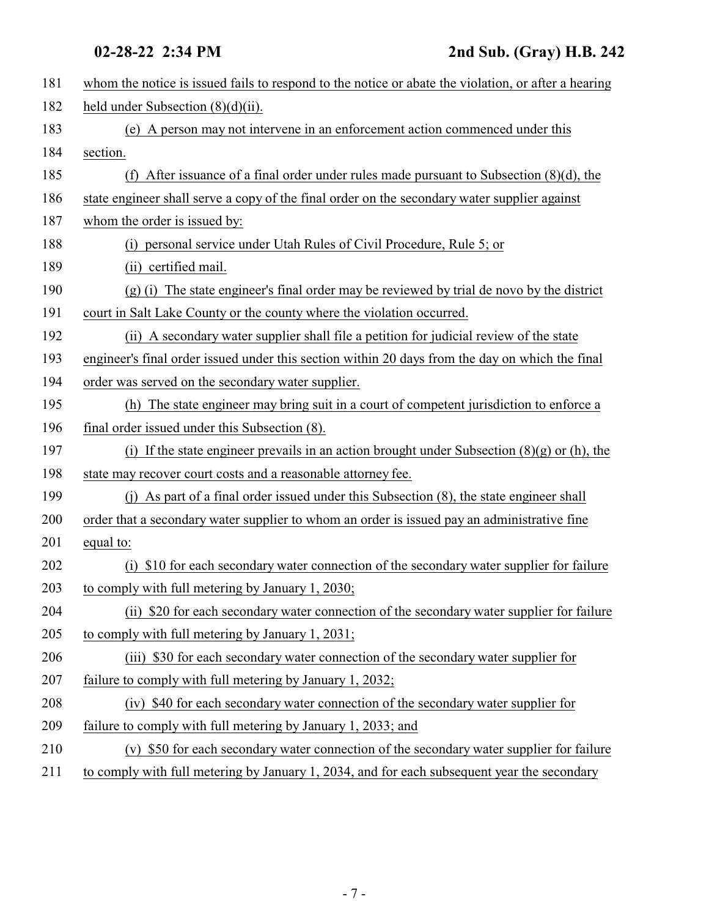whom the notice is issued fails to respond to the notice or abate the violation, or after a hearing held under Subsection (8)(d)(ii).

(e) A person may not intervene in an enforcement action commenced under this section.

(f) After issuance of a final order under rules made pursuant to Subsection (8)(d), the state engineer shall serve a copy of the final order on the secondary water supplier against whom the order is issued by:

(i) personal service under Utah Rules of Civil Procedure, Rule 5; or

(ii) certified mail.

(g) (i) The state engineer's final order may be reviewed by trial de novo by the district court in Salt Lake County or the county where the violation occurred.

(ii) A secondary water supplier shall file a petition for judicial review of the state engineer's final order issued under this section within 20 days from the day on which the final order was served on the secondary water supplier.

(h) The state engineer may bring suit in a court of competent jurisdiction to enforce a final order issued under this Subsection (8).

(i) If the state engineer prevails in an action brought under Subsection (8)(g) or (h), the state may recover court costs and a reasonable attorney fee.

(j) As part of a final order issued under this Subsection (8), the state engineer shall order that a secondary water supplier to whom an order is issued pay an administrative fine equal to:

(i) $10 for each secondary water connection of the secondary water supplier for failure to comply with full metering by January 1, 2030;

(ii) $20 for each secondary water connection of the secondary water supplier for failure to comply with full metering by January 1, 2031;

(iii) $30 for each secondary water connection of the secondary water supplier for failure to comply with full metering by January 1, 2032;

(iv) $40 for each secondary water connection of the secondary water supplier for failure to comply with full metering by January 1, 2033; and

(v) $50 for each secondary water connection of the secondary water supplier for failure to comply with full metering by January 1, 2034, and for each subsequent year the secondary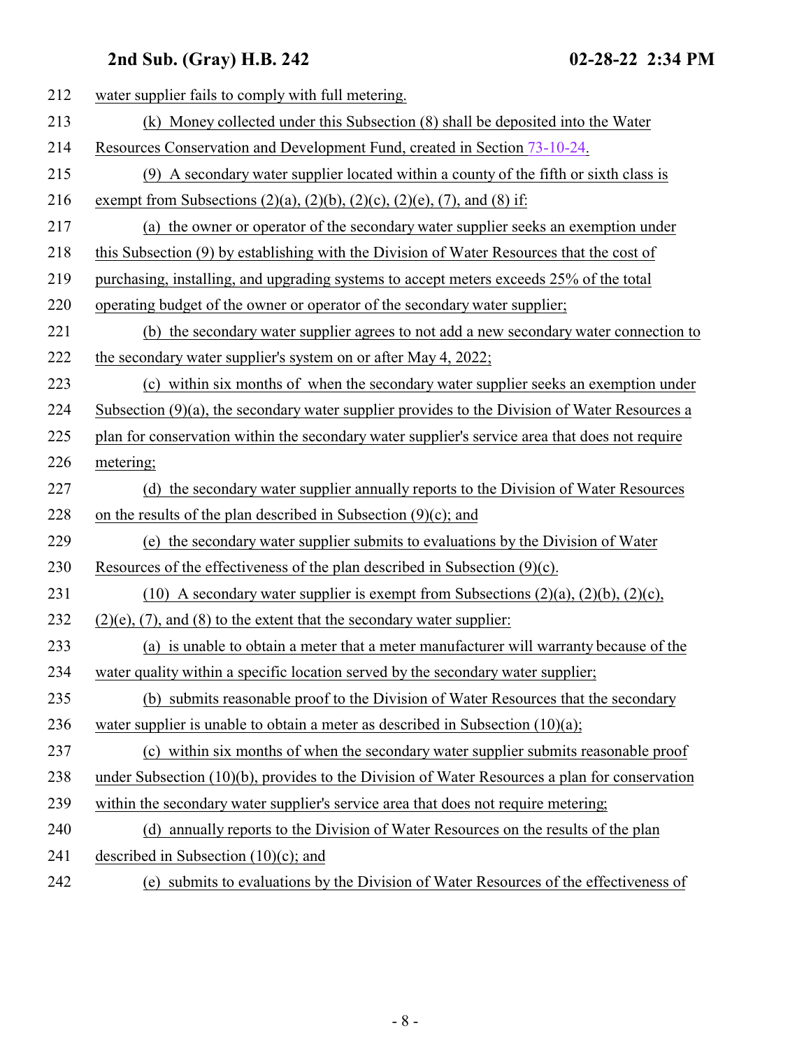water supplier fails to comply with full metering.

(k) Money collected under this Subsection (8) shall be deposited into the Water Resources Conservation and Development Fund, created in Section 73-10-24.

(9) A secondary water supplier located within a county of the fifth or sixth class is exempt from Subsections (2)(a), (2)(b), (2)(c), (2)(e), (7), and (8) if:

(a) the owner or operator of the secondary water supplier seeks an exemption under this Subsection (9) by establishing with the Division of Water Resources that the cost of purchasing, installing, and upgrading systems to accept meters exceeds 25% of the total operating budget of the owner or operator of the secondary water supplier;

(b) the secondary water supplier agrees to not add a new secondary water connection to the secondary water supplier's system on or after May 4, 2022;

(c) within six months of when the secondary water supplier seeks an exemption under Subsection (9)(a), the secondary water supplier provides to the Division of Water Resources a plan for conservation within the secondary water supplier's service area that does not require metering;

(d) the secondary water supplier annually reports to the Division of Water Resources on the results of the plan described in Subsection (9)(c); and

(e) the secondary water supplier submits to evaluations by the Division of Water Resources of the effectiveness of the plan described in Subsection (9)(c).

(10) A secondary water supplier is exempt from Subsections (2)(a), (2)(b), (2)(c), (2)(e), (7), and (8) to the extent that the secondary water supplier:

(a) is unable to obtain a meter that a meter manufacturer will warranty because of the water quality within a specific location served by the secondary water supplier;

(b) submits reasonable proof to the Division of Water Resources that the secondary water supplier is unable to obtain a meter as described in Subsection (10)(a);

(c) within six months of when the secondary water supplier submits reasonable proof under Subsection (10)(b), provides to the Division of Water Resources a plan for conservation within the secondary water supplier's service area that does not require metering;

(d) annually reports to the Division of Water Resources on the results of the plan described in Subsection (10)(c); and

(e) submits to evaluations by the Division of Water Resources of the effectiveness of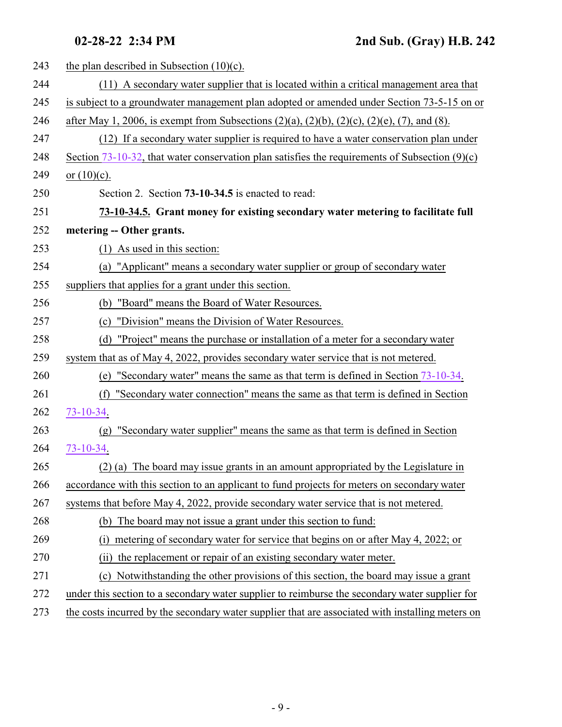the plan described in Subsection (10)(c).

(11) A secondary water supplier that is located within a critical management area that is subject to a groundwater management plan adopted or amended under Section 73-5-15 on or after May 1, 2006, is exempt from Subsections (2)(a), (2)(b), (2)(c), (2)(e), (7), and (8).

(12) If a secondary water supplier is required to have a water conservation plan under Section 73-10-32, that water conservation plan satisfies the requirements of Subsection (9)(c) or (10)(c).

Section 2. Section **73-10-34.5** is enacted to read:

**73-10-34.5. Grant money for existing secondary water metering to facilitate full metering -- Other grants.**

(1) As used in this section:

(a) "Applicant" means a secondary water supplier or group of secondary water suppliers that applies for a grant under this section.

(b) "Board" means the Board of Water Resources.

(c) "Division" means the Division of Water Resources.

(d) "Project" means the purchase or installation of a meter for a secondary water system that as of May 4, 2022, provides secondary water service that is not metered.

(e) "Secondary water" means the same as that term is defined in Section 73-10-34.

(f) "Secondary water connection" means the same as that term is defined in Section 73-10-34.

(g) "Secondary water supplier" means the same as that term is defined in Section 73-10-34.

(2) (a) The board may issue grants in an amount appropriated by the Legislature in accordance with this section to an applicant to fund projects for meters on secondary water systems that before May 4, 2022, provide secondary water service that is not metered.

(b) The board may not issue a grant under this section to fund:

(i) metering of secondary water for service that begins on or after May 4, 2022; or

(ii) the replacement or repair of an existing secondary water meter.

(c) Notwithstanding the other provisions of this section, the board may issue a grant under this section to a secondary water supplier to reimburse the secondary water supplier for the costs incurred by the secondary water supplier that are associated with installing meters on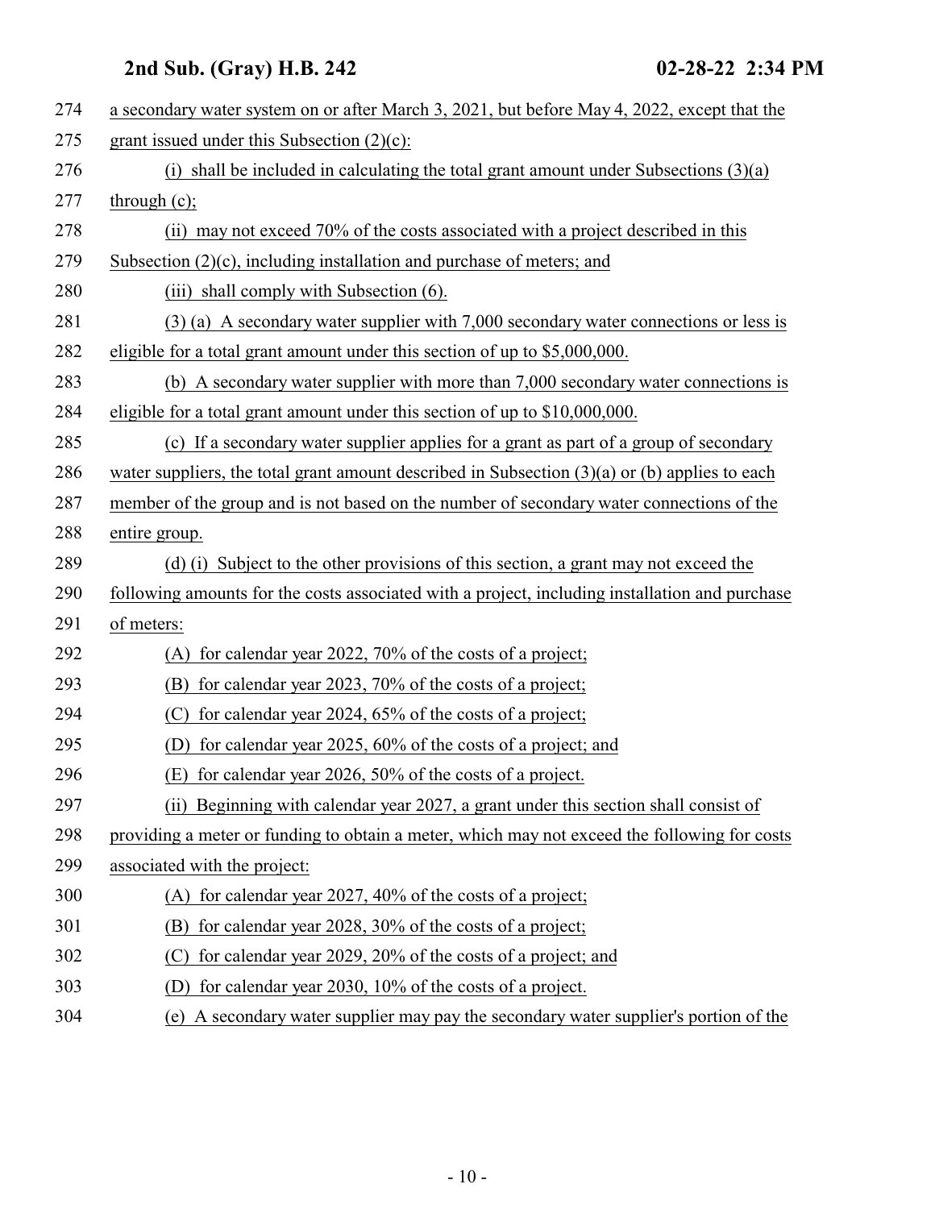a secondary water system on or after March 3, 2021, but before May 4, 2022, except that the grant issued under this Subsection (2)(c):

(i) shall be included in calculating the total grant amount under Subsections (3)(a) through (c);

(ii) may not exceed 70% of the costs associated with a project described in this Subsection (2)(c), including installation and purchase of meters; and

(iii) shall comply with Subsection (6).

(3) (a) A secondary water supplier with 7,000 secondary water connections or less is eligible for a total grant amount under this section of up to $5,000,000.

(b) A secondary water supplier with more than 7,000 secondary water connections is eligible for a total grant amount under this section of up to $10,000,000.

(c) If a secondary water supplier applies for a grant as part of a group of secondary water suppliers, the total grant amount described in Subsection (3)(a) or (b) applies to each member of the group and is not based on the number of secondary water connections of the entire group.

(d) (i) Subject to the other provisions of this section, a grant may not exceed the following amounts for the costs associated with a project, including installation and purchase of meters:

(A) for calendar year 2022, 70% of the costs of a project;

(B) for calendar year 2023, 70% of the costs of a project;

(C) for calendar year 2024, 65% of the costs of a project;

(D) for calendar year 2025, 60% of the costs of a project; and

(E) for calendar year 2026, 50% of the costs of a project.

(ii) Beginning with calendar year 2027, a grant under this section shall consist of providing a meter or funding to obtain a meter, which may not exceed the following for costs associated with the project:

(A) for calendar year 2027, 40% of the costs of a project;

(B) for calendar year 2028, 30% of the costs of a project;

(C) for calendar year 2029, 20% of the costs of a project; and

(D) for calendar year 2030, 10% of the costs of a project.

(e) A secondary water supplier may pay the secondary water supplier's portion of the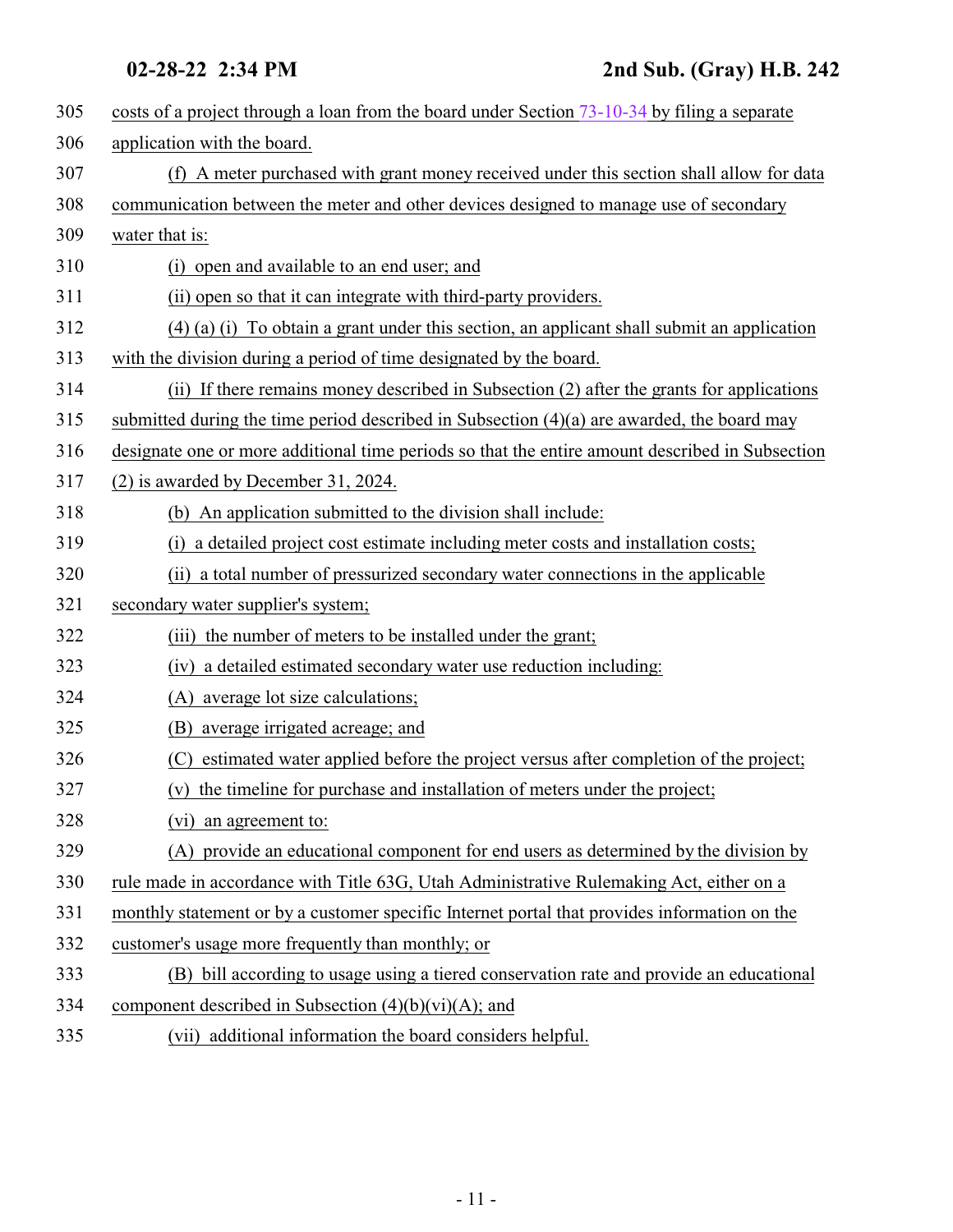costs of a project through a loan from the board under Section 73-10-34 by filing a separate application with the board.

(f) A meter purchased with grant money received under this section shall allow for data communication between the meter and other devices designed to manage use of secondary water that is:

(i) open and available to an end user; and

(ii) open so that it can integrate with third-party providers.

(4) (a) (i) To obtain a grant under this section, an applicant shall submit an application with the division during a period of time designated by the board.

(ii) If there remains money described in Subsection (2) after the grants for applications submitted during the time period described in Subsection (4)(a) are awarded, the board may designate one or more additional time periods so that the entire amount described in Subsection (2) is awarded by December 31, 2024.

(b) An application submitted to the division shall include:

(i) a detailed project cost estimate including meter costs and installation costs;

(ii) a total number of pressurized secondary water connections in the applicable secondary water supplier's system;

(iii) the number of meters to be installed under the grant;

(iv) a detailed estimated secondary water use reduction including:

(A) average lot size calculations;

(B) average irrigated acreage; and

(C) estimated water applied before the project versus after completion of the project;

(v) the timeline for purchase and installation of meters under the project;

(vi) an agreement to:

(A) provide an educational component for end users as determined by the division by rule made in accordance with Title 63G, Utah Administrative Rulemaking Act, either on a monthly statement or by a customer specific Internet portal that provides information on the customer's usage more frequently than monthly; or

(B) bill according to usage using a tiered conservation rate and provide an educational component described in Subsection (4)(b)(vi)(A); and

(vii) additional information the board considers helpful.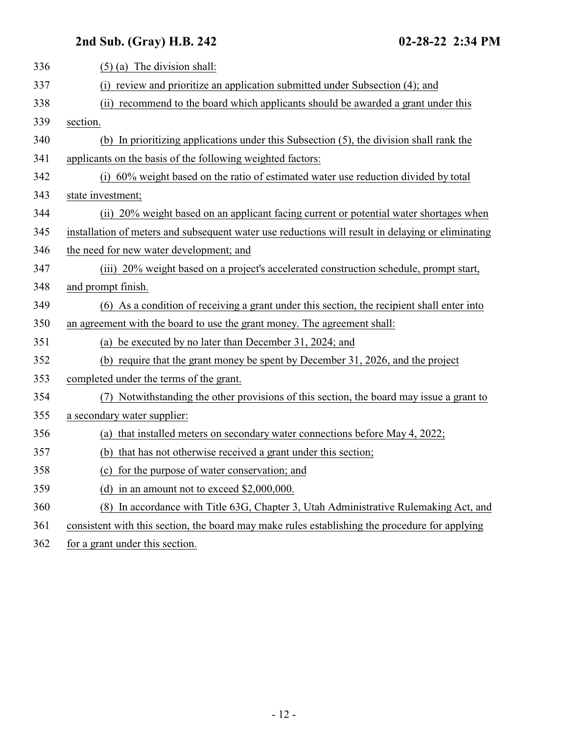(5) (a) The division shall:

(i) review and prioritize an application submitted under Subsection (4); and

(ii) recommend to the board which applicants should be awarded a grant under this section.

(b) In prioritizing applications under this Subsection (5), the division shall rank the applicants on the basis of the following weighted factors:

(i) 60% weight based on the ratio of estimated water use reduction divided by total state investment;

(ii) 20% weight based on an applicant facing current or potential water shortages when installation of meters and subsequent water use reductions will result in delaying or eliminating the need for new water development; and

(iii) 20% weight based on a project's accelerated construction schedule, prompt start, and prompt finish.

(6) As a condition of receiving a grant under this section, the recipient shall enter into an agreement with the board to use the grant money. The agreement shall:

(a) be executed by no later than December 31, 2024; and

(b) require that the grant money be spent by December 31, 2026, and the project completed under the terms of the grant.

(7) Notwithstanding the other provisions of this section, the board may issue a grant to a secondary water supplier:

(a) that installed meters on secondary water connections before May 4, 2022;

(b) that has not otherwise received a grant under this section;

(c) for the purpose of water conservation; and

(d) in an amount not to exceed $2,000,000.

(8) In accordance with Title 63G, Chapter 3, Utah Administrative Rulemaking Act, and consistent with this section, the board may make rules establishing the procedure for applying for a grant under this section.